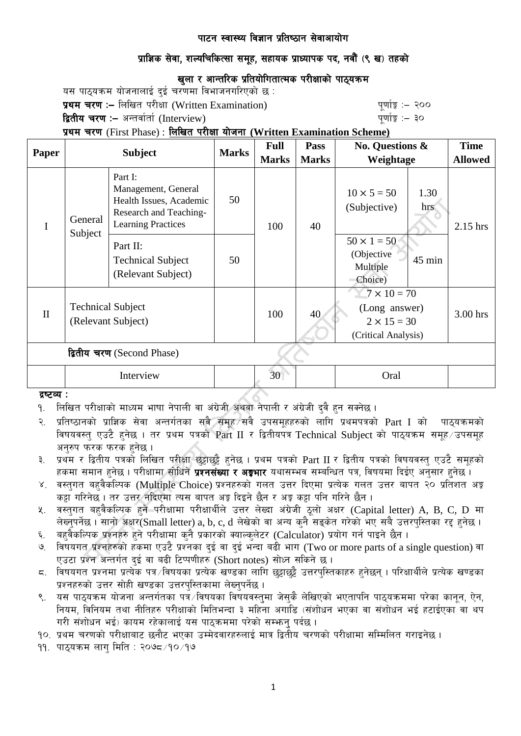# पाटन स्वास्थ्य विज्ञान प्रतिष्ठान सेवाआयोग

## प्राज्ञिक सेवा, शल्यचिकित्सा समूह, सहायक प्राध्यापक पद, नवौं (९ ख) तहको

### खुला र आन्तरिक प्रतियोगितात्मक परीक्षाको पाठ्यक्रम

यस पाठ्यक्रम योजनालाई दुई चरणमा विभाजनगरिएको छ :

**प्रथम चरण :–** लिखित परीक्षा (Written Examination) पूर्णाङ्क :– २००

**द्वितीय चरण :–** अन्तर्वार्ता (Interview) पूर्णाङ्क :– ३०

**प्रथम चरण** (First Phase) : **लिखित परीक्षा योजना (Written Examination Scheme)**

| Paper | Subject | | Marks | Full Marks | Pass Marks | No. Questions & Weightage | | Time Allowed |
|---|---|---|---|---|---|---|---|---|
| I | General Subject | Part I: Management, General Health Issues, Academic Research and Teaching-Learning Practices | 50 | 100 | 40 | 10 × 5 = 50 (Subjective) | 1.30 hrs | 2.15 hrs |
| | | Part II: Technical Subject (Relevant Subject) | 50 | | | 50 × 1 = 50 (Objective Multiple Choice) | 45 min | |
| II | Technical Subject (Relevant Subject) | | | 100 | 40 | 7 × 10 = 70 (Long answer) 2 × 15 = 30 (Critical Analysis) | | 3.00 hrs |
| **द्वितीय चरण** (Second Phase) | | | | | | | | |
| Interview | | | | 30 | | Oral | | |

**द्रष्टव्य :**

१. लिखित परीक्षाको माध्यम भाषा नेपाली वा अंग्रेजी अथवा नेपाली र अंग्रेजी दुवै हुन सक्नेछ ।

२. प्रतिष्ठानको प्राज्ञिक सेवा अन्तर्गतका सवै समूह/सवै उपसमूहहरुको लागि प्रथमपत्रको Part I को पाठ्यक्रमको विषयवस्तु एउटै हुनेछ । तर प्रथम पत्रको Part II र द्वितीयपत्र Technical Subject को पाठ्यक्रम समूह/उपसमूह अनुरुप फरक फरक हुनेछ ।

३. प्रथम र द्वितीय पत्रको लिखित परीक्षा छुट्टाछुट्टै हुनेछ । प्रथम पत्रको Part II र द्वितीय पत्रको विषयवस्तु एउटै समूहको हकमा समान हुनेछ । परीक्षामा सोधिने **प्रश्नसंख्या र अङ्कभार** यथासम्भव सम्बन्धित पत्र, विषयमा दिईए अनुसार हुनेछ ।

४. वस्तुगत बहुवैकल्पिक (Multiple Choice) प्रश्नहरुको गलत उत्तर दिएमा प्रत्येक गलत उत्तर बापत २० प्रतिशत अङ्क कट्टा गरिनेछ । तर उत्तर नदिएमा त्यस बापत अङ्क दिइने छैन र अङ्क कट्टा पनि गरिने छैन ।

५. वस्तुगत बहुवैकल्पिक हुने परीक्षामा परीक्षार्थीले उत्तर लेख्दा अंग्रेजी ठूलो अक्षर (Capital letter) A, B, C, D मा लेख्नुपर्नेछ । सानो अक्षर(Small letter) a, b, c, d लेखेको वा अन्य कुनै सङ्केत गरेको भए सबै उत्तरपुस्तिका रद्द हुनेछ ।

६. बहुवैकल्पिक प्रश्नहरु हुने परीक्षामा कुनै प्रकारको क्याल्कुलेटर (Calculator) प्रयोग गर्न पाइने छैन ।

७. विषयगत प्रश्नहरुको हकमा एउटै प्रश्नका दुई वा दुई भन्दा बढी भाग (Two or more parts of a single question) वा एउटा प्रश्न अन्तर्गत दुई वा बढी टिप्पणीहरु (Short notes) सोध्न सकिने छ ।

८. विषयगत प्रश्नमा प्रत्येक पत्र/विषयका प्रत्येक खण्डका लागि छुट्टाछुट्टै उत्तरपुस्तिकाहरु हुनेछन् । परिक्षार्थीले प्रत्येक खण्डका प्रश्नहरुको उत्तर सोही खण्डका उत्तरपुस्तिकामा लेख्नुपर्नेछ ।

९. यस पाठ्यक्रम योजना अन्तर्गतका पत्र/विषयका विषयवस्तुमा जेसुकै लेखिएको भएतापनि पाठ्यक्रममा परेका कानून, ऐन, नियम, विनियम तथा नीतिहरु परीक्षाको मितिभन्दा ३ महिना अगाडि (संशोधन भएका वा संशोधन भई हटाईएका वा थप गरी संशोधन भई) कायम रहेकालाई यस पाठ्कममा परेको सम्झनु पर्दछ ।

१०. प्रथम चरणको परीक्षाबाट छनौट भएका उम्मेदवारहरुलाई मात्र द्वितीय चरणको परीक्षामा सम्मिलित गराइनेछ ।

११. पाठ्यक्रम लागु मिति : २०७८/१०/१७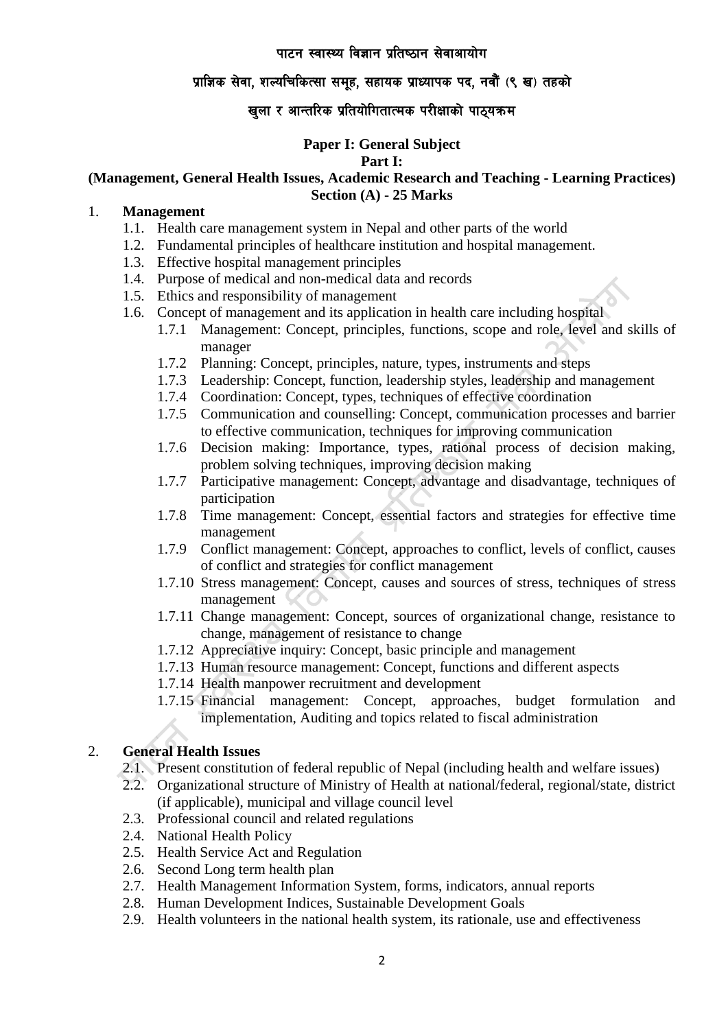# पाटन स्वास्थ्य विज्ञान प्रतिष्ठान सेवाआयोग

## प्राज्ञिक सेवा, शल्यचिकित्सा समूह, सहायक प्राध्यापक पद, नवौं (९ ख) तहको

## खुला र आन्तरिक प्रतियोगितात्मक परीक्षाको पाठ्यक्रम

**Paper I: General Subject**

**Part I:**

**(Management, General Health Issues, Academic Research and Teaching - Learning Practices)**

**Section (A) - 25 Marks**

1. **Management**
   - 1.1. Health care management system in Nepal and other parts of the world
   - 1.2. Fundamental principles of healthcare institution and hospital management.
   - 1.3. Effective hospital management principles
   - 1.4. Purpose of medical and non-medical data and records
   - 1.5. Ethics and responsibility of management
   - 1.6. Concept of management and its application in health care including hospital
     - 1.7.1 Management: Concept, principles, functions, scope and role, level and skills of manager
     - 1.7.2 Planning: Concept, principles, nature, types, instruments and steps
     - 1.7.3 Leadership: Concept, function, leadership styles, leadership and management
     - 1.7.4 Coordination: Concept, types, techniques of effective coordination
     - 1.7.5 Communication and counselling: Concept, communication processes and barrier to effective communication, techniques for improving communication
     - 1.7.6 Decision making: Importance, types, rational process of decision making, problem solving techniques, improving decision making
     - 1.7.7 Participative management: Concept, advantage and disadvantage, techniques of participation
     - 1.7.8 Time management: Concept, essential factors and strategies for effective time management
     - 1.7.9 Conflict management: Concept, approaches to conflict, levels of conflict, causes of conflict and strategies for conflict management
     - 1.7.10 Stress management: Concept, causes and sources of stress, techniques of stress management
     - 1.7.11 Change management: Concept, sources of organizational change, resistance to change, management of resistance to change
     - 1.7.12 Appreciative inquiry: Concept, basic principle and management
     - 1.7.13 Human resource management: Concept, functions and different aspects
     - 1.7.14 Health manpower recruitment and development
     - 1.7.15 Financial management: Concept, approaches, budget formulation and implementation, Auditing and topics related to fiscal administration

2. **General Health Issues**
   - 2.1. Present constitution of federal republic of Nepal (including health and welfare issues)
   - 2.2. Organizational structure of Ministry of Health at national/federal, regional/state, district (if applicable), municipal and village council level
   - 2.3. Professional council and related regulations
   - 2.4. National Health Policy
   - 2.5. Health Service Act and Regulation
   - 2.6. Second Long term health plan
   - 2.7. Health Management Information System, forms, indicators, annual reports
   - 2.8. Human Development Indices, Sustainable Development Goals
   - 2.9. Health volunteers in the national health system, its rationale, use and effectiveness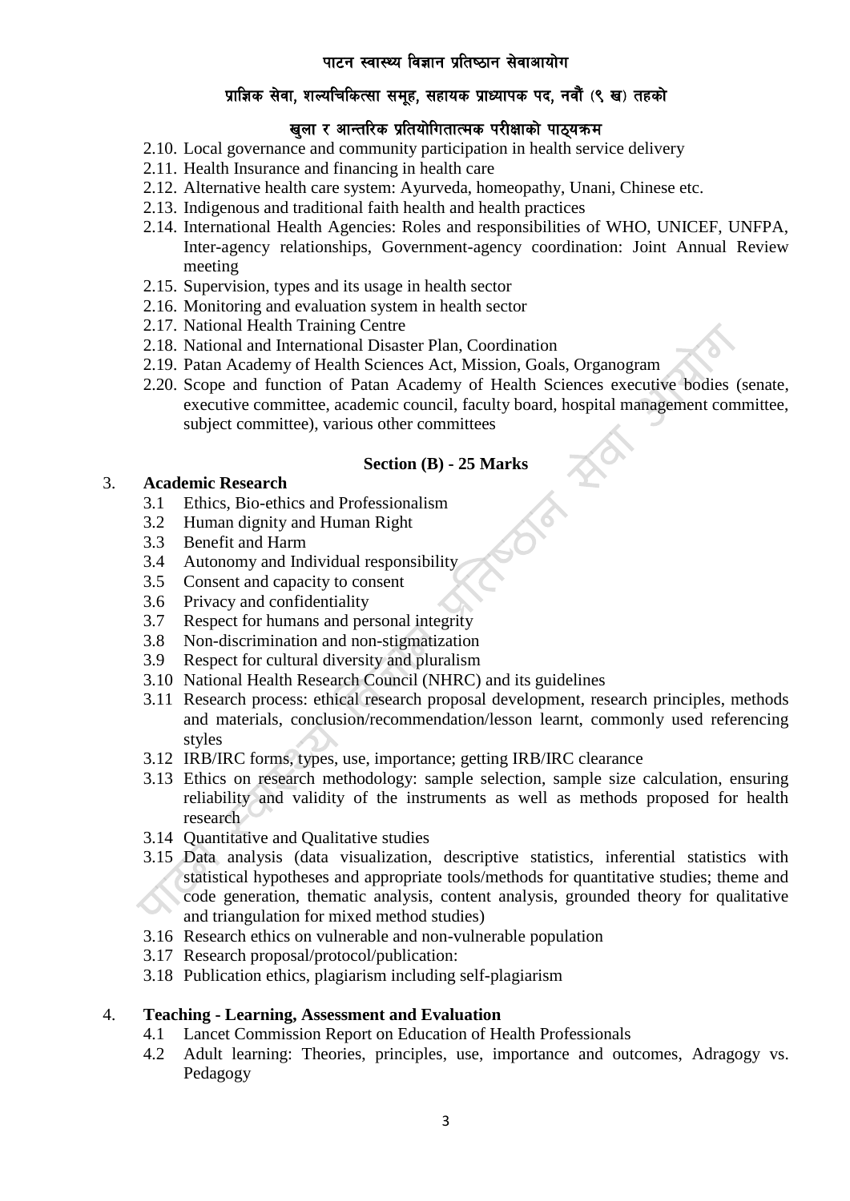2.10. Local governance and community participation in health service delivery
2.11. Health Insurance and financing in health care
2.12. Alternative health care system: Ayurveda, homeopathy, Unani, Chinese etc.
2.13. Indigenous and traditional faith health and health practices
2.14. International Health Agencies: Roles and responsibilities of WHO, UNICEF, UNFPA, Inter-agency relationships, Government-agency coordination: Joint Annual Review meeting
2.15. Supervision, types and its usage in health sector
2.16. Monitoring and evaluation system in health sector
2.17. National Health Training Centre
2.18. National and International Disaster Plan, Coordination
2.19. Patan Academy of Health Sciences Act, Mission, Goals, Organogram
2.20. Scope and function of Patan Academy of Health Sciences executive bodies (senate, executive committee, academic council, faculty board, hospital management committee, subject committee), various other committees

### Section (B) - 25 Marks

3. **Academic Research**
   - 3.1 Ethics, Bio-ethics and Professionalism
   - 3.2 Human dignity and Human Right
   - 3.3 Benefit and Harm
   - 3.4 Autonomy and Individual responsibility
   - 3.5 Consent and capacity to consent
   - 3.6 Privacy and confidentiality
   - 3.7 Respect for humans and personal integrity
   - 3.8 Non-discrimination and non-stigmatization
   - 3.9 Respect for cultural diversity and pluralism
   - 3.10 National Health Research Council (NHRC) and its guidelines
   - 3.11 Research process: ethical research proposal development, research principles, methods and materials, conclusion/recommendation/lesson learnt, commonly used referencing styles
   - 3.12 IRB/IRC forms, types, use, importance; getting IRB/IRC clearance
   - 3.13 Ethics on research methodology: sample selection, sample size calculation, ensuring reliability and validity of the instruments as well as methods proposed for health research
   - 3.14 Quantitative and Qualitative studies
   - 3.15 Data analysis (data visualization, descriptive statistics, inferential statistics with statistical hypotheses and appropriate tools/methods for quantitative studies; theme and code generation, thematic analysis, content analysis, grounded theory for qualitative and triangulation for mixed method studies)
   - 3.16 Research ethics on vulnerable and non-vulnerable population
   - 3.17 Research proposal/protocol/publication:
   - 3.18 Publication ethics, plagiarism including self-plagiarism

4. **Teaching - Learning, Assessment and Evaluation**
   - 4.1 Lancet Commission Report on Education of Health Professionals
   - 4.2 Adult learning: Theories, principles, use, importance and outcomes, Adragogy vs. Pedagogy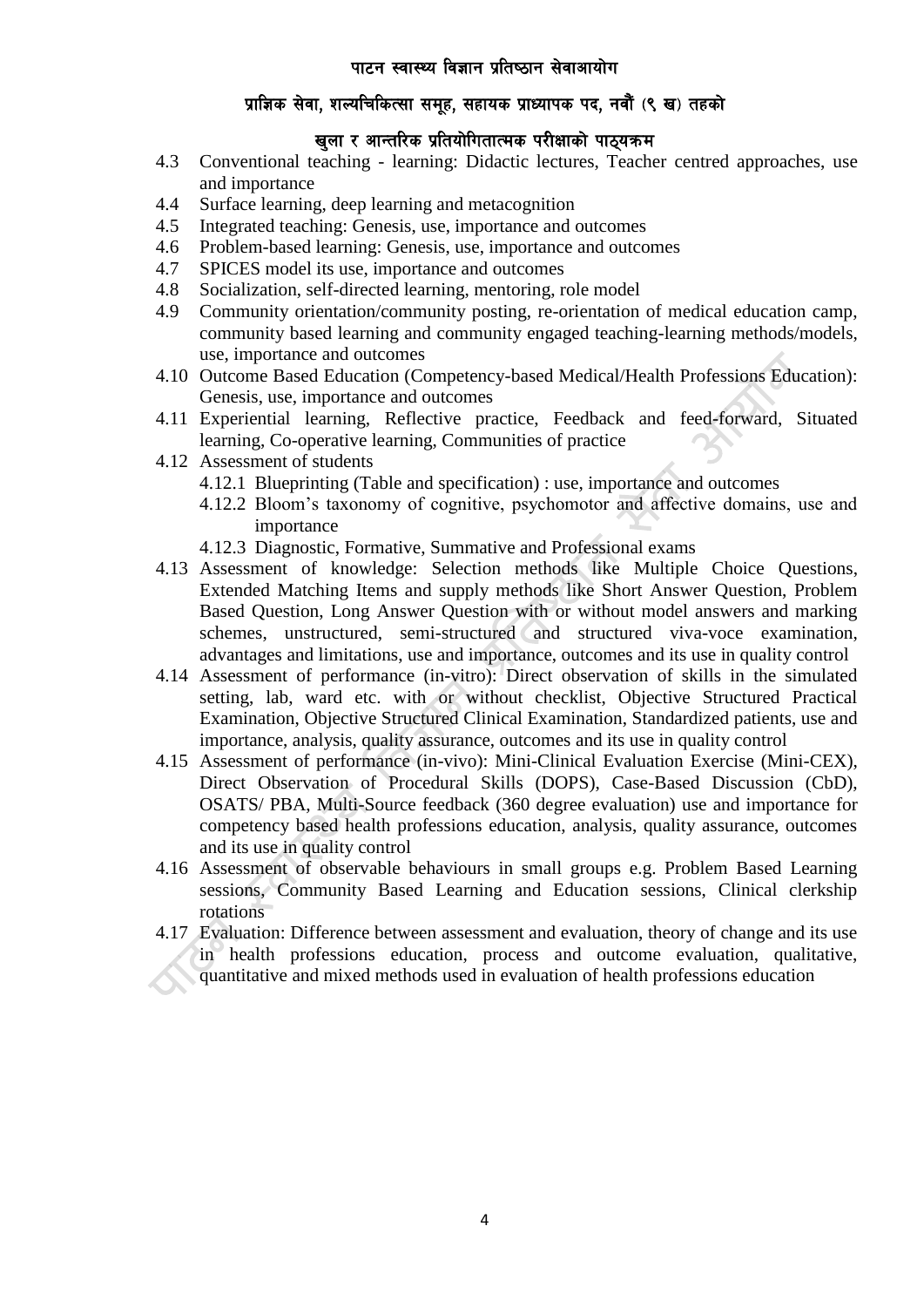- 4.3 Conventional teaching - learning: Didactic lectures, Teacher centred approaches, use and importance
- 4.4 Surface learning, deep learning and metacognition
- 4.5 Integrated teaching: Genesis, use, importance and outcomes
- 4.6 Problem-based learning: Genesis, use, importance and outcomes
- 4.7 SPICES model its use, importance and outcomes
- 4.8 Socialization, self-directed learning, mentoring, role model
- 4.9 Community orientation/community posting, re-orientation of medical education camp, community based learning and community engaged teaching-learning methods/models, use, importance and outcomes
- 4.10 Outcome Based Education (Competency-based Medical/Health Professions Education): Genesis, use, importance and outcomes
- 4.11 Experiential learning, Reflective practice, Feedback and feed-forward, Situated learning, Co-operative learning, Communities of practice
- 4.12 Assessment of students
  - 4.12.1 Blueprinting (Table and specification) : use, importance and outcomes
  - 4.12.2 Bloom's taxonomy of cognitive, psychomotor and affective domains, use and importance
  - 4.12.3 Diagnostic, Formative, Summative and Professional exams
- 4.13 Assessment of knowledge: Selection methods like Multiple Choice Questions, Extended Matching Items and supply methods like Short Answer Question, Problem Based Question, Long Answer Question with or without model answers and marking schemes, unstructured, semi-structured and structured viva-voce examination, advantages and limitations, use and importance, outcomes and its use in quality control
- 4.14 Assessment of performance (in-vitro): Direct observation of skills in the simulated setting, lab, ward etc. with or without checklist, Objective Structured Practical Examination, Objective Structured Clinical Examination, Standardized patients, use and importance, analysis, quality assurance, outcomes and its use in quality control
- 4.15 Assessment of performance (in-vivo): Mini-Clinical Evaluation Exercise (Mini-CEX), Direct Observation of Procedural Skills (DOPS), Case-Based Discussion (CbD), OSATS/ PBA, Multi-Source feedback (360 degree evaluation) use and importance for competency based health professions education, analysis, quality assurance, outcomes and its use in quality control
- 4.16 Assessment of observable behaviours in small groups e.g. Problem Based Learning sessions, Community Based Learning and Education sessions, Clinical clerkship rotations
- 4.17 Evaluation: Difference between assessment and evaluation, theory of change and its use in health professions education, process and outcome evaluation, qualitative, quantitative and mixed methods used in evaluation of health professions education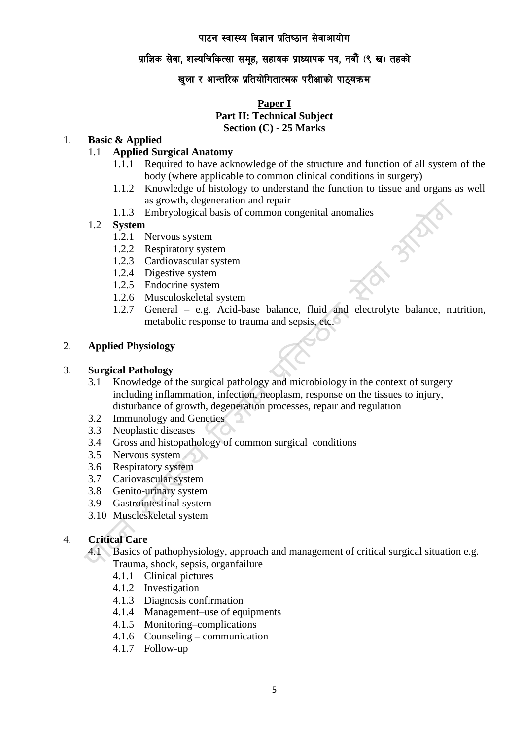पाटन स्वास्थ्य विज्ञान प्रतिष्ठान सेवाआयोग

प्राज्ञिक सेवा, शल्यचिकित्सा समूह, सहायक प्राध्यापक पद, नवौं (९ ख) तहको

खुला र आन्तरिक प्रतियोगितात्मक परीक्षाको पाठ्यक्रम

**Paper I**
**Part II: Technical Subject**
**Section (C) - 25 Marks**

1. **Basic & Applied**
   - 1.1 **Applied Surgical Anatomy**
     - 1.1.1 Required to have acknowledge of the structure and function of all system of the body (where applicable to common clinical conditions in surgery)
     - 1.1.2 Knowledge of histology to understand the function to tissue and organs as well as growth, degeneration and repair
     - 1.1.3 Embryological basis of common congenital anomalies
   - 1.2 **System**
     - 1.2.1 Nervous system
     - 1.2.2 Respiratory system
     - 1.2.3 Cardiovascular system
     - 1.2.4 Digestive system
     - 1.2.5 Endocrine system
     - 1.2.6 Musculoskeletal system
     - 1.2.7 General – e.g. Acid-base balance, fluid and electrolyte balance, nutrition, metabolic response to trauma and sepsis, etc.

2. **Applied Physiology**

3. **Surgical Pathology**
   - 3.1 Knowledge of the surgical pathology and microbiology in the context of surgery including inflammation, infection, neoplasm, response on the tissues to injury, disturbance of growth, degeneration processes, repair and regulation
   - 3.2 Immunology and Genetics
   - 3.3 Neoplastic diseases
   - 3.4 Gross and histopathology of common surgical conditions
   - 3.5 Nervous system
   - 3.6 Respiratory system
   - 3.7 Cariovascular system
   - 3.8 Genito-urinary system
   - 3.9 Gastrointestinal system
   - 3.10 Muscleskeletal system

4. **Critical Care**
   - 4.1 Basics of pathophysiology, approach and management of critical surgical situation e.g. Trauma, shock, sepsis, organfailure
     - 4.1.1 Clinical pictures
     - 4.1.2 Investigation
     - 4.1.3 Diagnosis confirmation
     - 4.1.4 Management–use of equipments
     - 4.1.5 Monitoring–complications
     - 4.1.6 Counseling – communication
     - 4.1.7 Follow-up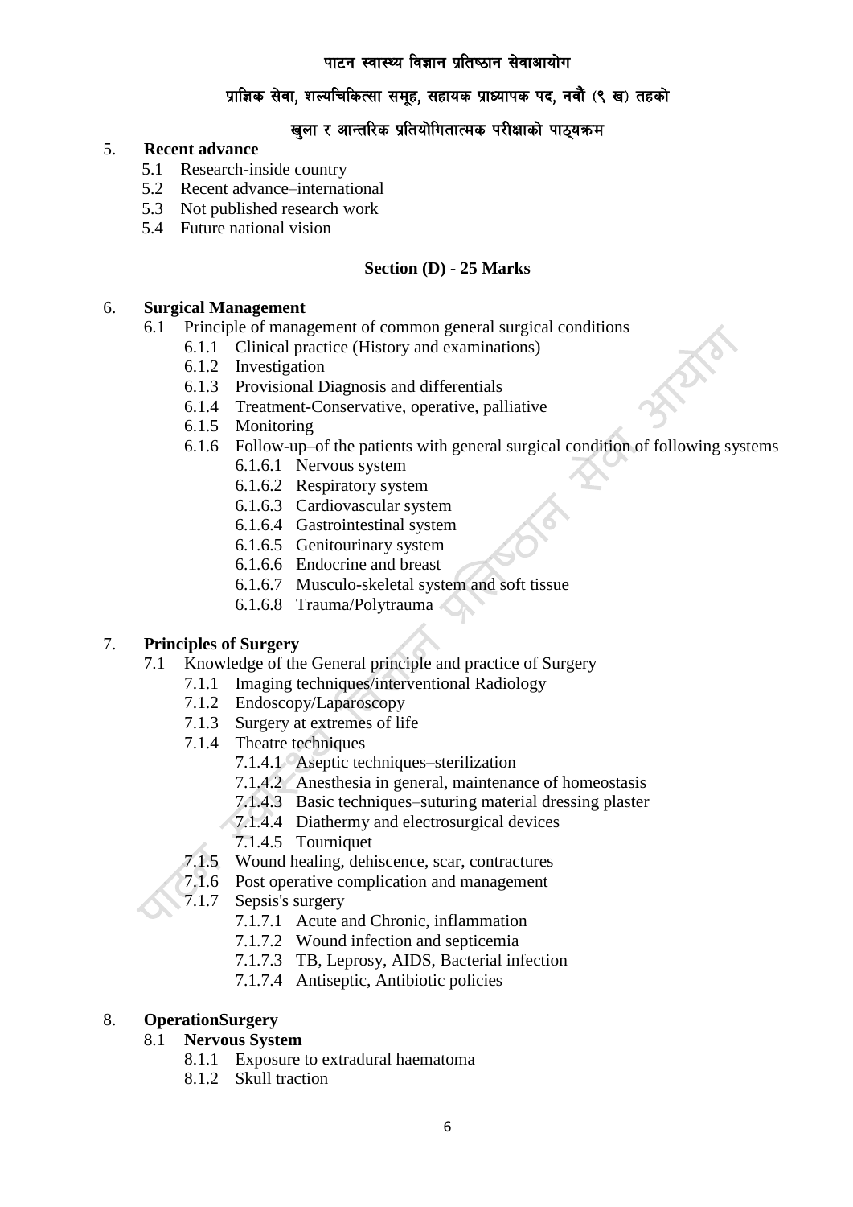5. **Recent advance**
   - 5.1 Research-inside country
   - 5.2 Recent advance–international
   - 5.3 Not published research work
   - 5.4 Future national vision

**Section (D) - 25 Marks**

6. **Surgical Management**
   - 6.1 Principle of management of common general surgical conditions
     - 6.1.1 Clinical practice (History and examinations)
     - 6.1.2 Investigation
     - 6.1.3 Provisional Diagnosis and differentials
     - 6.1.4 Treatment-Conservative, operative, palliative
     - 6.1.5 Monitoring
     - 6.1.6 Follow-up–of the patients with general surgical condition of following systems
       - 6.1.6.1 Nervous system
       - 6.1.6.2 Respiratory system
       - 6.1.6.3 Cardiovascular system
       - 6.1.6.4 Gastrointestinal system
       - 6.1.6.5 Genitourinary system
       - 6.1.6.6 Endocrine and breast
       - 6.1.6.7 Musculo-skeletal system and soft tissue
       - 6.1.6.8 Trauma/Polytrauma

7. **Principles of Surgery**
   - 7.1 Knowledge of the General principle and practice of Surgery
     - 7.1.1 Imaging techniques/interventional Radiology
     - 7.1.2 Endoscopy/Laparoscopy
     - 7.1.3 Surgery at extremes of life
     - 7.1.4 Theatre techniques
       - 7.1.4.1 Aseptic techniques–sterilization
       - 7.1.4.2 Anesthesia in general, maintenance of homeostasis
       - 7.1.4.3 Basic techniques–suturing material dressing plaster
       - 7.1.4.4 Diathermy and electrosurgical devices
       - 7.1.4.5 Tourniquet
     - 7.1.5 Wound healing, dehiscence, scar, contractures
     - 7.1.6 Post operative complication and management
     - 7.1.7 Sepsis's surgery
       - 7.1.7.1 Acute and Chronic, inflammation
       - 7.1.7.2 Wound infection and septicemia
       - 7.1.7.3 TB, Leprosy, AIDS, Bacterial infection
       - 7.1.7.4 Antiseptic, Antibiotic policies

8. **OperationSurgery**
   - 8.1 **Nervous System**
     - 8.1.1 Exposure to extradural haematoma
     - 8.1.2 Skull traction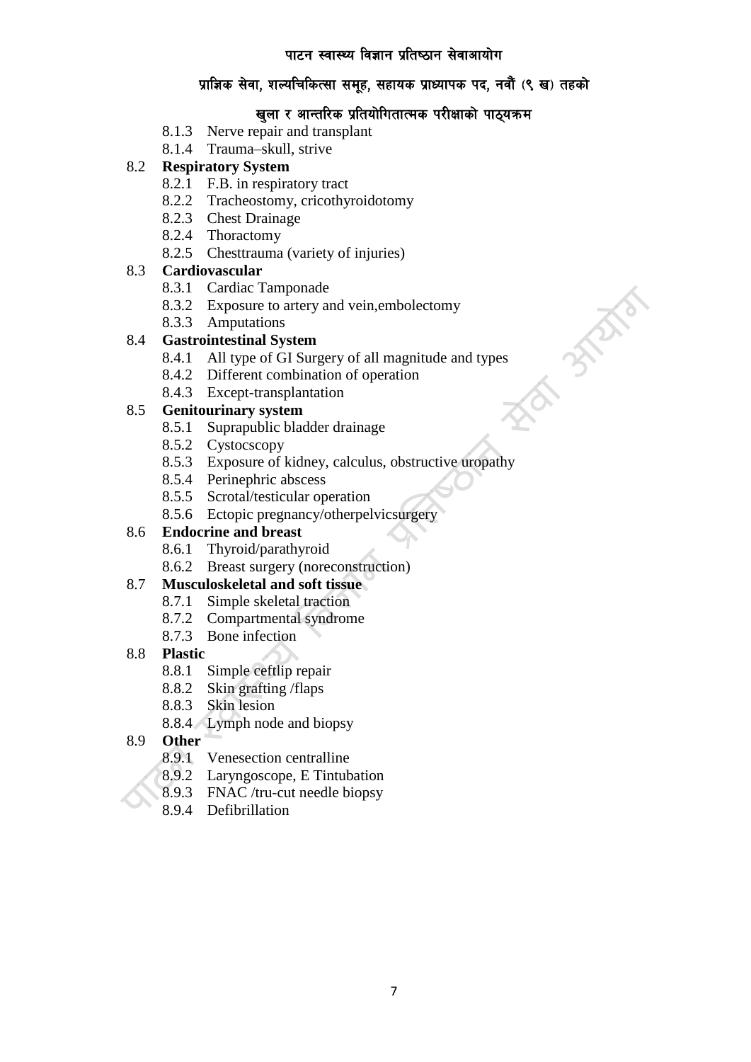8.1.3 Nerve repair and transplant
8.1.4 Trauma–skull, strive

8.2 **Respiratory System**
8.2.1 F.B. in respiratory tract
8.2.2 Tracheostomy, cricothyroidotomy
8.2.3 Chest Drainage
8.2.4 Thoractomy
8.2.5 Chesttrauma (variety of injuries)

8.3 **Cardiovascular**
8.3.1 Cardiac Tamponade
8.3.2 Exposure to artery and vein,embolectomy
8.3.3 Amputations

8.4 **Gastrointestinal System**
8.4.1 All type of GI Surgery of all magnitude and types
8.4.2 Different combination of operation
8.4.3 Except-transplantation

8.5 **Genitourinary system**
8.5.1 Suprapublic bladder drainage
8.5.2 Cystocscopy
8.5.3 Exposure of kidney, calculus, obstructive uropathy
8.5.4 Perinephric abscess
8.5.5 Scrotal/testicular operation
8.5.6 Ectopic pregnancy/otherpelvicsurgery

8.6 **Endocrine and breast**
8.6.1 Thyroid/parathyroid
8.6.2 Breast surgery (noreconstruction)

8.7 **Musculoskeletal and soft tissue**
8.7.1 Simple skeletal traction
8.7.2 Compartmental syndrome
8.7.3 Bone infection

8.8 **Plastic**
8.8.1 Simple ceftlip repair
8.8.2 Skin grafting /flaps
8.8.3 Skin lesion
8.8.4 Lymph node and biopsy

8.9 **Other**
8.9.1 Venesection centralline
8.9.2 Laryngoscope, E Tintubation
8.9.3 FNAC /tru-cut needle biopsy
8.9.4 Defibrillation